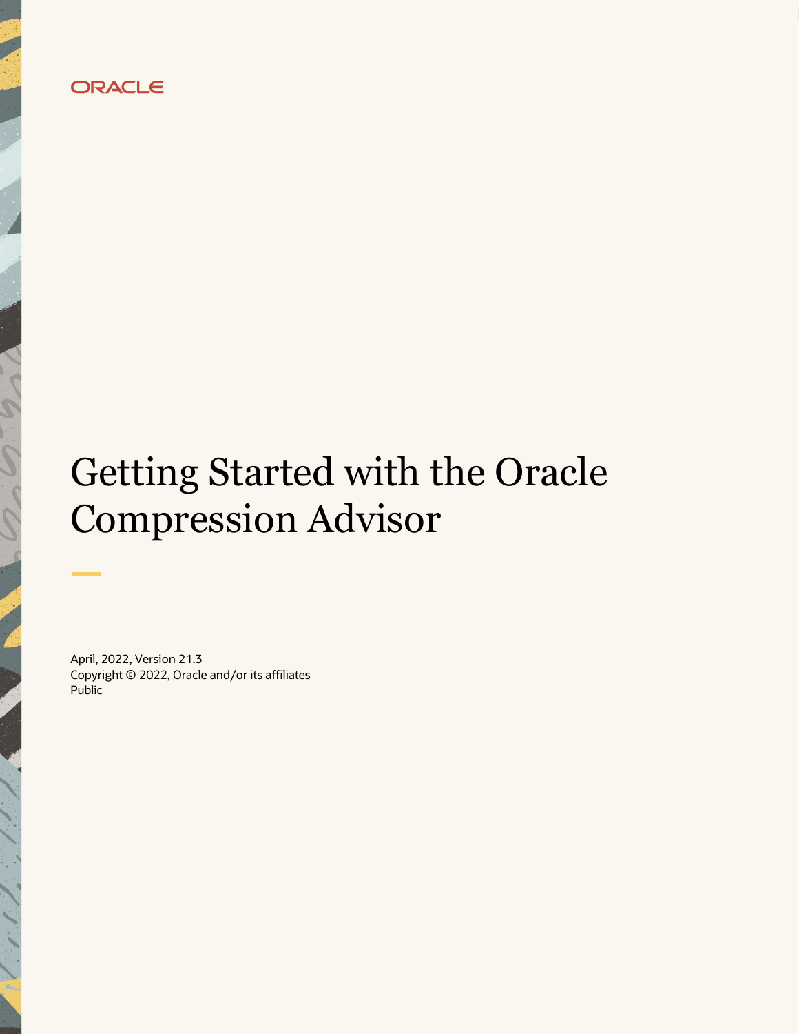ORACLE

# Getting Started with the Oracle Compression Advisor

April, 2022, Version 21.3
Copyright © 2022, Oracle and/or its affiliates
Public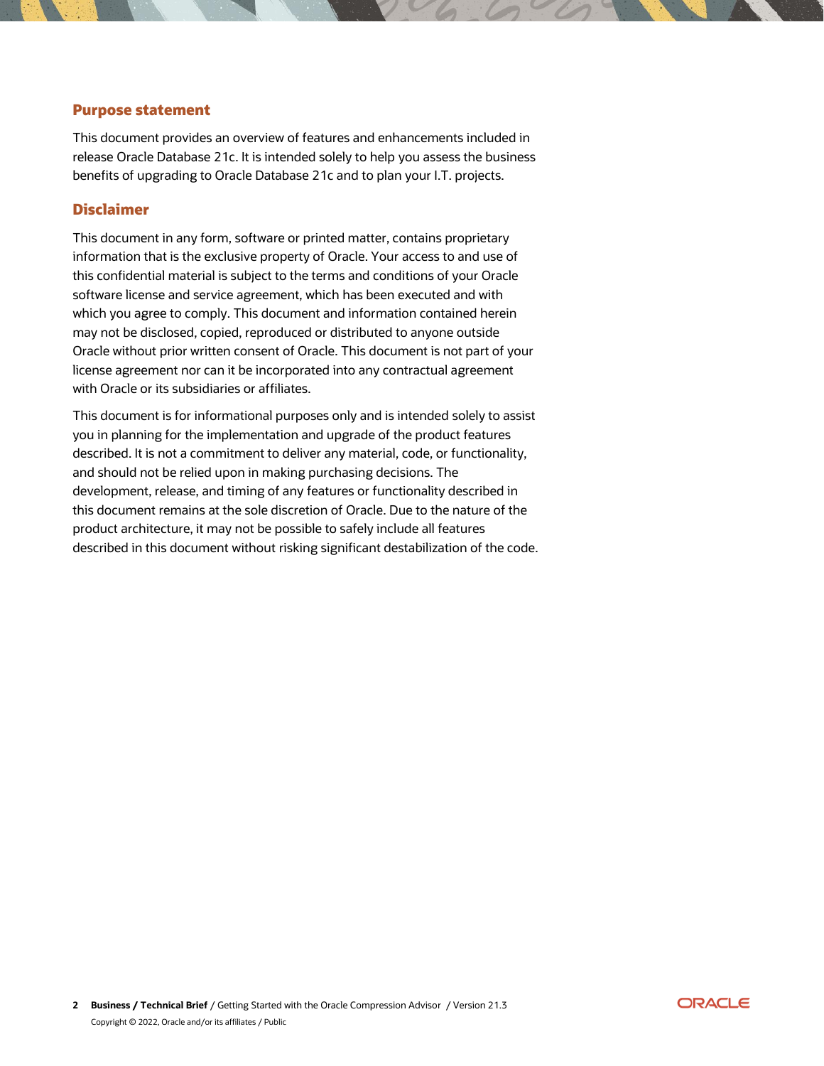## Purpose statement

This document provides an overview of features and enhancements included in release Oracle Database 21c. It is intended solely to help you assess the business benefits of upgrading to Oracle Database 21c and to plan your I.T. projects.

## Disclaimer

This document in any form, software or printed matter, contains proprietary information that is the exclusive property of Oracle. Your access to and use of this confidential material is subject to the terms and conditions of your Oracle software license and service agreement, which has been executed and with which you agree to comply. This document and information contained herein may not be disclosed, copied, reproduced or distributed to anyone outside Oracle without prior written consent of Oracle. This document is not part of your license agreement nor can it be incorporated into any contractual agreement with Oracle or its subsidiaries or affiliates.

This document is for informational purposes only and is intended solely to assist you in planning for the implementation and upgrade of the product features described. It is not a commitment to deliver any material, code, or functionality, and should not be relied upon in making purchasing decisions. The development, release, and timing of any features or functionality described in this document remains at the sole discretion of Oracle. Due to the nature of the product architecture, it may not be possible to safely include all features described in this document without risking significant destabilization of the code.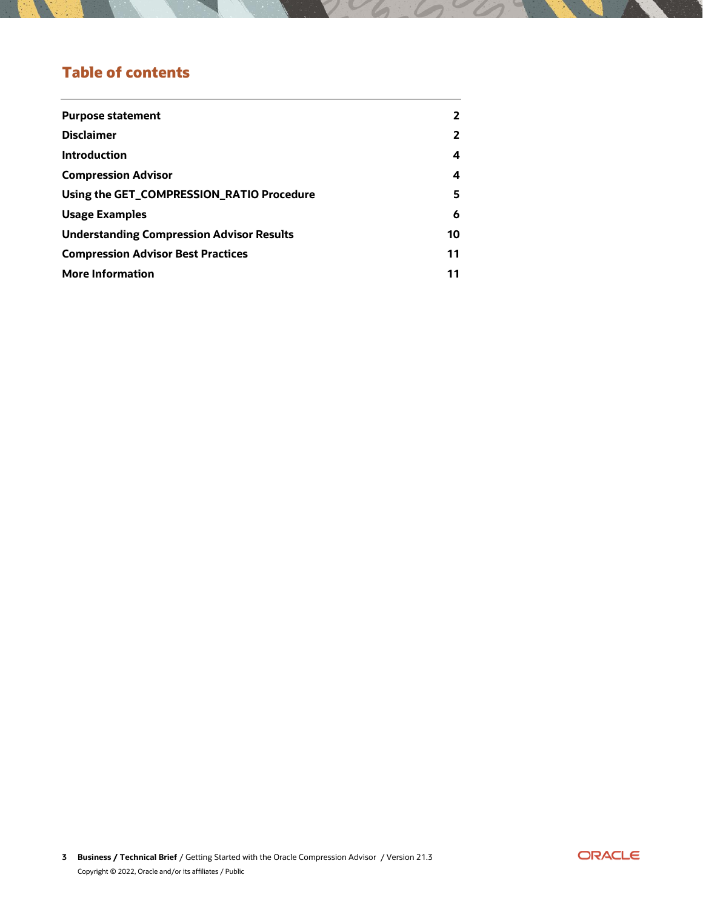## Table of contents

| | |
|---|---|
| **Purpose statement** | **2** |
| **Disclaimer** | **2** |
| **Introduction** | **4** |
| **Compression Advisor** | **4** |
| **Using the GET_COMPRESSION_RATIO Procedure** | **5** |
| **Usage Examples** | **6** |
| **Understanding Compression Advisor Results** | **10** |
| **Compression Advisor Best Practices** | **11** |
| **More Information** | **11** |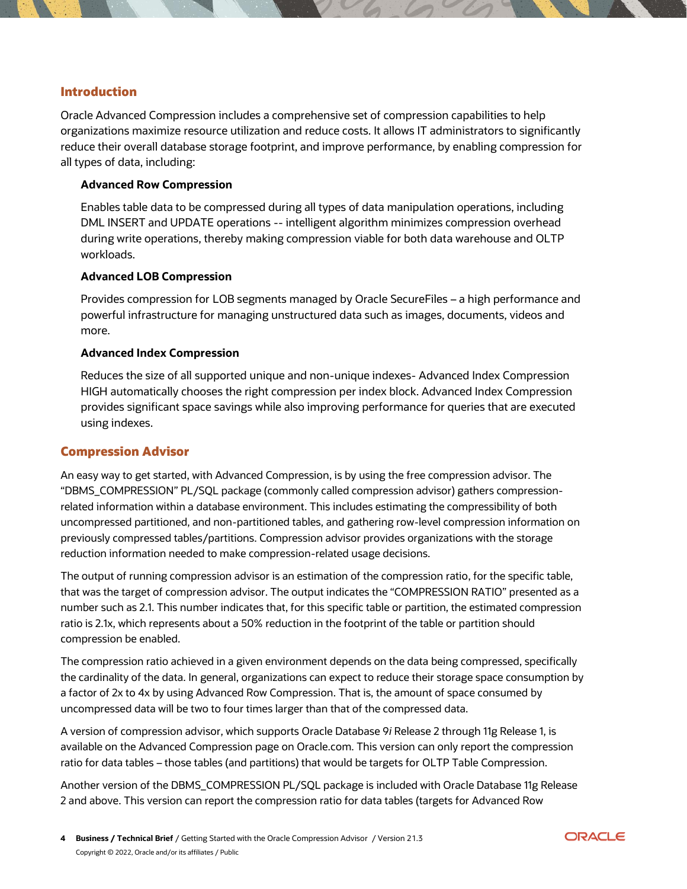## Introduction

Oracle Advanced Compression includes a comprehensive set of compression capabilities to help organizations maximize resource utilization and reduce costs. It allows IT administrators to significantly reduce their overall database storage footprint, and improve performance, by enabling compression for all types of data, including:

**Advanced Row Compression**

Enables table data to be compressed during all types of data manipulation operations, including DML INSERT and UPDATE operations -- intelligent algorithm minimizes compression overhead during write operations, thereby making compression viable for both data warehouse and OLTP workloads.

**Advanced LOB Compression**

Provides compression for LOB segments managed by Oracle SecureFiles – a high performance and powerful infrastructure for managing unstructured data such as images, documents, videos and more.

**Advanced Index Compression**

Reduces the size of all supported unique and non-unique indexes- Advanced Index Compression HIGH automatically chooses the right compression per index block. Advanced Index Compression provides significant space savings while also improving performance for queries that are executed using indexes.

## Compression Advisor

An easy way to get started, with Advanced Compression, is by using the free compression advisor. The "DBMS_COMPRESSION" PL/SQL package (commonly called compression advisor) gathers compression-related information within a database environment. This includes estimating the compressibility of both uncompressed partitioned, and non-partitioned tables, and gathering row-level compression information on previously compressed tables/partitions. Compression advisor provides organizations with the storage reduction information needed to make compression-related usage decisions.

The output of running compression advisor is an estimation of the compression ratio, for the specific table, that was the target of compression advisor. The output indicates the "COMPRESSION RATIO" presented as a number such as 2.1. This number indicates that, for this specific table or partition, the estimated compression ratio is 2.1x, which represents about a 50% reduction in the footprint of the table or partition should compression be enabled.

The compression ratio achieved in a given environment depends on the data being compressed, specifically the cardinality of the data. In general, organizations can expect to reduce their storage space consumption by a factor of 2x to 4x by using Advanced Row Compression. That is, the amount of space consumed by uncompressed data will be two to four times larger than that of the compressed data.

A version of compression advisor, which supports Oracle Database 9*i* Release 2 through 11g Release 1, is available on the Advanced Compression page on Oracle.com. This version can only report the compression ratio for data tables – those tables (and partitions) that would be targets for OLTP Table Compression.

Another version of the DBMS_COMPRESSION PL/SQL package is included with Oracle Database 11g Release 2 and above. This version can report the compression ratio for data tables (targets for Advanced Row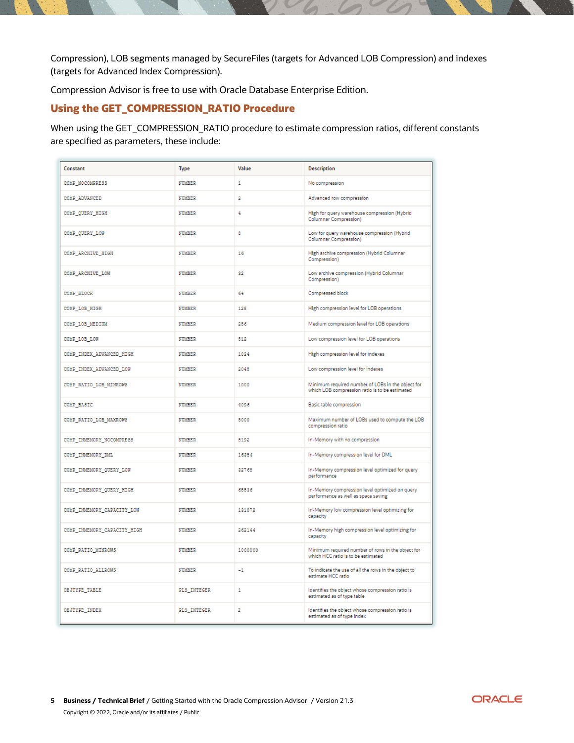Compression), LOB segments managed by SecureFiles (targets for Advanced LOB Compression) and indexes (targets for Advanced Index Compression).

Compression Advisor is free to use with Oracle Database Enterprise Edition.

## Using the GET_COMPRESSION_RATIO Procedure

When using the GET_COMPRESSION_RATIO procedure to estimate compression ratios, different constants are specified as parameters, these include:

| Constant | Type | Value | Description |
|---|---|---|---|
| COMP_NOCOMPRESS | NUMBER | 1 | No compression |
| COMP_ADVANCED | NUMBER | 2 | Advanced row compression |
| COMP_QUERY_HIGH | NUMBER | 4 | High for query warehouse compression (Hybrid Columnar Compression) |
| COMP_QUERY_LOW | NUMBER | 8 | Low for query warehouse compression (Hybrid Columnar Compression) |
| COMP_ARCHIVE_HIGH | NUMBER | 16 | High archive compression (Hybrid Columnar Compression) |
| COMP_ARCHIVE_LOW | NUMBER | 32 | Low archive compression (Hybrid Columnar Compression) |
| COMP_BLOCK | NUMBER | 64 | Compressed block |
| COMP_LOB_HIGH | NUMBER | 128 | High compression level for LOB operations |
| COMP_LOB_MEDIUM | NUMBER | 256 | Medium compression level for LOB operations |
| COMP_LOB_LOW | NUMBER | 512 | Low compression level for LOB operations |
| COMP_INDEX_ADVANCED_HIGH | NUMBER | 1024 | High compression level for indexes |
| COMP_INDEX_ADVANCED_LOW | NUMBER | 2048 | Low compression level for indexes |
| COMP_RATIO_LOB_MINROWS | NUMBER | 1000 | Minimum required number of LOBs in the object for which LOB compression ratio is to be estimated |
| COMP_BASIC | NUMBER | 4096 | Basic table compression |
| COMP_RATIO_LOB_MAXROWS | NUMBER | 5000 | Maximum number of LOBs used to compute the LOB compression ratio |
| COMP_INMEMORY_NOCOMPRESS | NUMBER | 8192 | In-Memory with no compression |
| COMP_INMEMORY_DML | NUMBER | 16384 | In-Memory compression level for DML |
| COMP_INMEMORY_QUERY_LOW | NUMBER | 32768 | In-Memory compression level optimized for query performance |
| COMP_INMEMORY_QUERY_HIGH | NUMBER | 65536 | In-Memory compression level optimized on query performance as well as space saving |
| COMP_INMEMORY_CAPACITY_LOW | NUMBER | 131072 | In-Memory low compression level optimizing for capacity |
| COMP_INMEMORY_CAPACITY_HIGH | NUMBER | 262144 | In-Memory high compression level optimizing for capacity |
| COMP_RATIO_MINROWS | NUMBER | 1000000 | Minimum required number of rows in the object for which HCC ratio is to be estimated |
| COMP_RATIO_ALLROWS | NUMBER | -1 | To indicate the use of all the rows in the object to estimate HCC ratio |
| OBJTYPE_TABLE | PLS_INTEGER | 1 | Identifies the object whose compression ratio is estimated as of type table |
| OBJTYPE_INDEX | PLS_INTEGER | 2 | Identifies the object whose compression ratio is estimated as of type index |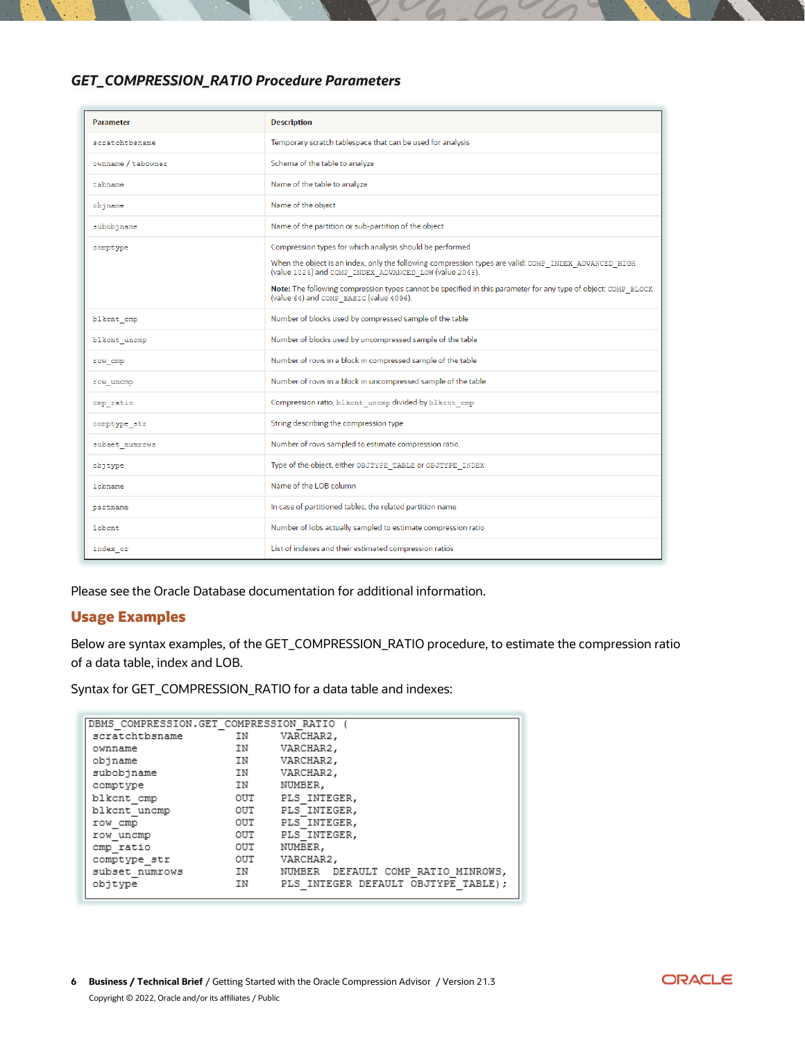### *GET_COMPRESSION_RATIO Procedure Parameters*

| Parameter | Description |
| --- | --- |
| scratchtbsname | Temporary scratch tablespace that can be used for analysis |
| ownname / tabowner | Schema of the table to analyze |
| tabname | Name of the table to analyze |
| objname | Name of the object |
| subobjname | Name of the partition or sub-partition of the object |
| comptype | Compression types for which analysis should be performed<br>When the object is an index, only the following compression types are valid: COMP_INDEX_ADVANCED_HIGH (value 1024) and COMP_INDEX_ADVANCED_LOW (value 2048).<br>**Note:** The following compression types cannot be specified in this parameter for any type of object: COMP_BLOCK (value 64) and COMP_BASIC (value 4096). |
| blkcnt_cmp | Number of blocks used by compressed sample of the table |
| blkcnt_uncmp | Number of blocks used by uncompressed sample of the table |
| row_cmp | Number of rows in a block in compressed sample of the table |
| row_uncmp | Number of rows in a block in uncompressed sample of the table |
| cmp_ratio | Compression ratio, blkcnt_uncmp divided by blkcnt_cmp |
| comptype_str | String describing the compression type |
| subset_numrows | Number of rows sampled to estimate compression ratio. |
| objtype | Type of the object, either OBJTYPE_TABLE or OBJTYPE_INDEX |
| lobname | Name of the LOB column |
| partname | In case of partitioned tables, the related partition name |
| lobcnt | Number of lobs actually sampled to estimate compression ratio |
| index_cr | List of indexes and their estimated compression ratios |

Please see the Oracle Database documentation for additional information.

## Usage Examples

Below are syntax examples, of the GET_COMPRESSION_RATIO procedure, to estimate the compression ratio of a data table, index and LOB.

Syntax for GET_COMPRESSION_RATIO for a data table and indexes:

```
DBMS_COMPRESSION.GET_COMPRESSION_RATIO (
 scratchtbsname        IN     VARCHAR2,
 ownname               IN     VARCHAR2,
 objname               IN     VARCHAR2,
 subobjname            IN     VARCHAR2,
 comptype              IN     NUMBER,
 blkcnt_cmp            OUT    PLS_INTEGER,
 blkcnt_uncmp          OUT    PLS_INTEGER,
 row_cmp               OUT    PLS_INTEGER,
 row_uncmp             OUT    PLS_INTEGER,
 cmp_ratio             OUT    NUMBER,
 comptype_str          OUT    VARCHAR2,
 subset_numrows        IN     NUMBER  DEFAULT COMP_RATIO_MINROWS,
 objtype               IN     PLS_INTEGER DEFAULT OBJTYPE_TABLE);
```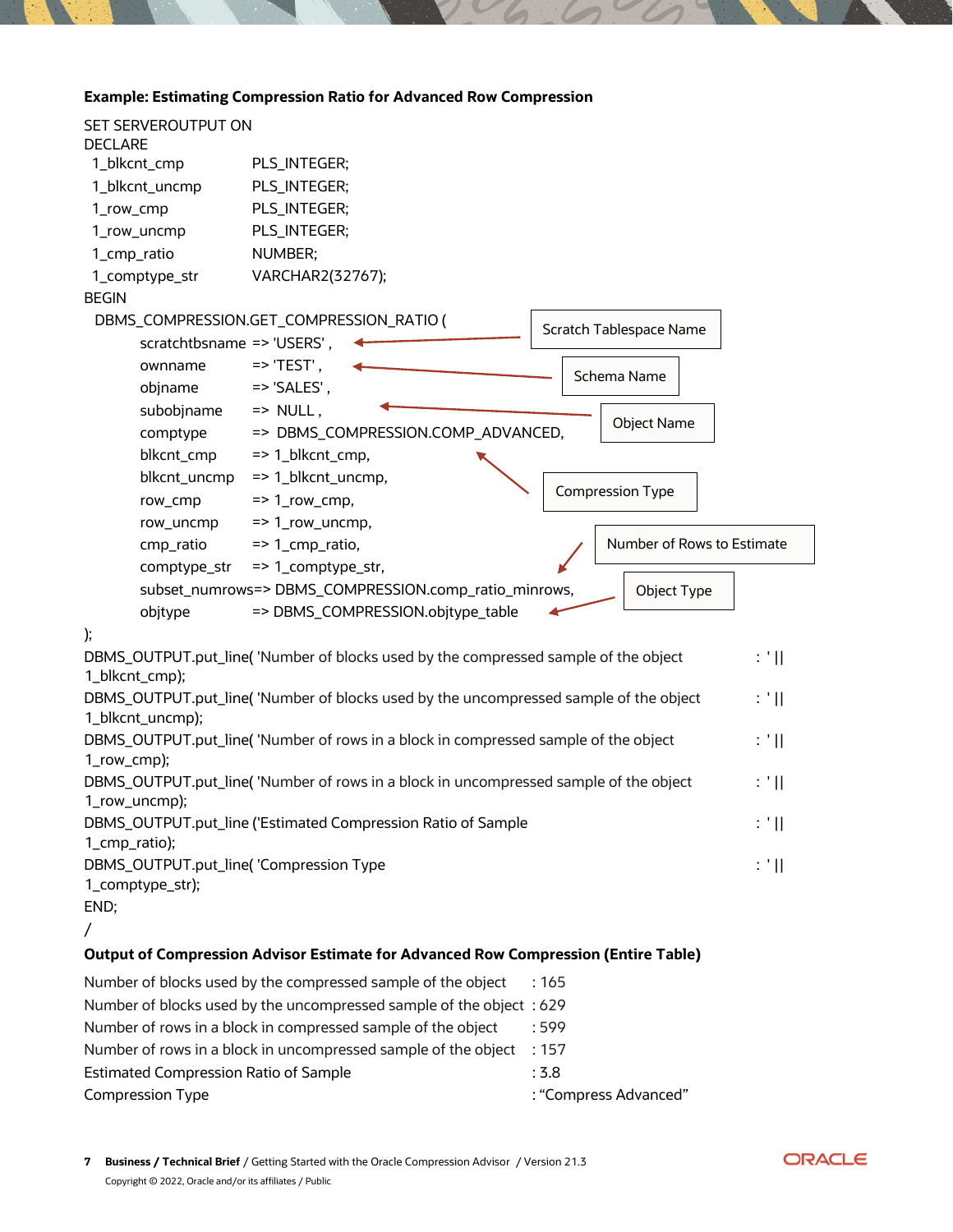**Example: Estimating Compression Ratio for Advanced Row Compression**

```
SET SERVEROUTPUT ON
DECLARE
 1_blkcnt_cmp          PLS_INTEGER;
 1_blkcnt_uncmp        PLS_INTEGER;
 1_row_cmp             PLS_INTEGER;
 1_row_uncmp           PLS_INTEGER;
 1_cmp_ratio           NUMBER;
 1_comptype_str        VARCHAR2(32767);
BEGIN
  DBMS_COMPRESSION.GET_COMPRESSION_RATIO (
        scratchtbsname  => 'USERS' ,                                  -- Scratch Tablespace Name
        ownname         => 'TEST' ,                                   -- Schema Name
        objname         => 'SALES' ,                                  -- Object Name
        subobjname      =>  NULL ,
        comptype        =>  DBMS_COMPRESSION.COMP_ADVANCED,           -- Compression Type
        blkcnt_cmp      => 1_blkcnt_cmp,
        blkcnt_uncmp    => 1_blkcnt_uncmp,
        row_cmp         => 1_row_cmp,
        row_uncmp       => 1_row_uncmp,
        cmp_ratio       => 1_cmp_ratio,
        comptype_str    => 1_comptype_str,
        subset_numrows=> DBMS_COMPRESSION.comp_ratio_minrows,         -- Number of Rows to Estimate
        objtype         => DBMS_COMPRESSION.objtype_table             -- Object Type
);
DBMS_OUTPUT.put_line( 'Number of blocks used by the compressed sample of the object              : ' ||
1_blkcnt_cmp);
DBMS_OUTPUT.put_line( 'Number of blocks used by the uncompressed sample of the object            : ' ||
1_blkcnt_uncmp);
DBMS_OUTPUT.put_line( 'Number of rows in a block in compressed sample of the object              : ' ||
1_row_cmp);
DBMS_OUTPUT.put_line( 'Number of rows in a block in uncompressed sample of the object            : ' ||
1_row_uncmp);
DBMS_OUTPUT.put_line ('Estimated Compression Ratio of Sample                                      : ' ||
1_cmp_ratio);
DBMS_OUTPUT.put_line( 'Compression Type                                                           : ' ||
1_comptype_str);
END;
/
```

**Output of Compression Advisor Estimate for Advanced Row Compression (Entire Table)**

```
Number of blocks used by the compressed sample of the object     : 165
Number of blocks used by the uncompressed sample of the object   : 629
Number of rows in a block in compressed sample of the object     : 599
Number of rows in a block in uncompressed sample of the object   : 157
Estimated Compression Ratio of Sample                            : 3.8
Compression Type                                                 : "Compress Advanced"
```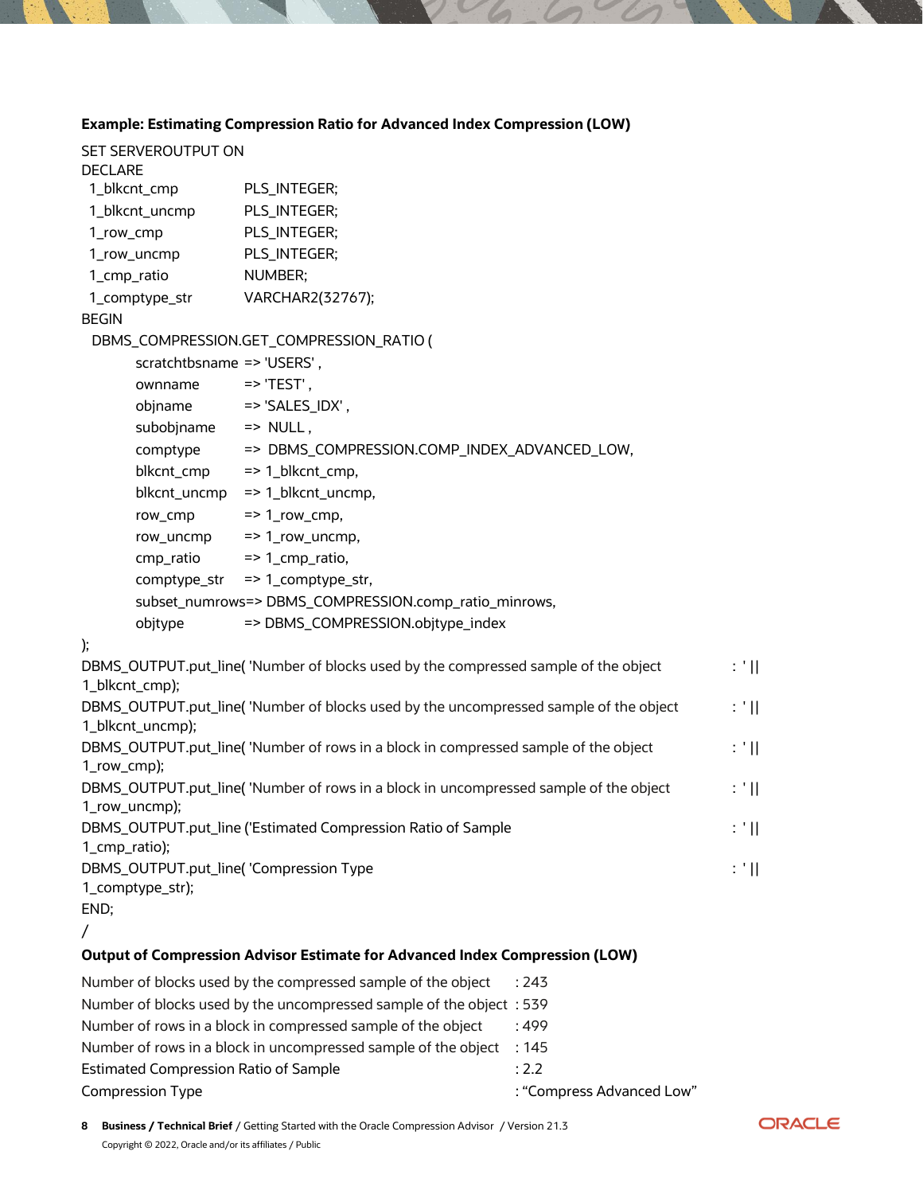**Example: Estimating Compression Ratio for Advanced Index Compression (LOW)**

```
SET SERVEROUTPUT ON
DECLARE
 1_blkcnt_cmp         PLS_INTEGER;
 1_blkcnt_uncmp       PLS_INTEGER;
 1_row_cmp            PLS_INTEGER;
 1_row_uncmp          PLS_INTEGER;
 1_cmp_ratio          NUMBER;
 1_comptype_str       VARCHAR2(32767);
BEGIN
  DBMS_COMPRESSION.GET_COMPRESSION_RATIO (
        scratchtbsname  => 'USERS' ,
        ownname         => 'TEST' ,
        objname         => 'SALES_IDX' ,
        subobjname      =>  NULL ,
        comptype        =>  DBMS_COMPRESSION.COMP_INDEX_ADVANCED_LOW,
        blkcnt_cmp      => 1_blkcnt_cmp,
        blkcnt_uncmp    => 1_blkcnt_uncmp,
        row_cmp         => 1_row_cmp,
        row_uncmp       => 1_row_uncmp,
        cmp_ratio       => 1_cmp_ratio,
        comptype_str    => 1_comptype_str,
        subset_numrows=> DBMS_COMPRESSION.comp_ratio_minrows,
        objtype         => DBMS_COMPRESSION.objtype_index
);
DBMS_OUTPUT.put_line( 'Number of blocks used by the compressed sample of the object          : ' ||
1_blkcnt_cmp);
DBMS_OUTPUT.put_line( 'Number of blocks used by the uncompressed sample of the object        : ' ||
1_blkcnt_uncmp);
DBMS_OUTPUT.put_line( 'Number of rows in a block in compressed sample of the object          : ' ||
1_row_cmp);
DBMS_OUTPUT.put_line( 'Number of rows in a block in uncompressed sample of the object        : ' ||
1_row_uncmp);
DBMS_OUTPUT.put_line ('Estimated Compression Ratio of Sample                                 : ' ||
1_cmp_ratio);
DBMS_OUTPUT.put_line( 'Compression Type                                                      : ' ||
1_comptype_str);
END;
/
```

**Output of Compression Advisor Estimate for Advanced Index Compression (LOW)**

```
Number of blocks used by the compressed sample of the object      : 243
Number of blocks used by the uncompressed sample of the object    : 539
Number of rows in a block in compressed sample of the object      : 499
Number of rows in a block in uncompressed sample of the object    : 145
Estimated Compression Ratio of Sample                             : 2.2
Compression Type                                                  : "Compress Advanced Low"
```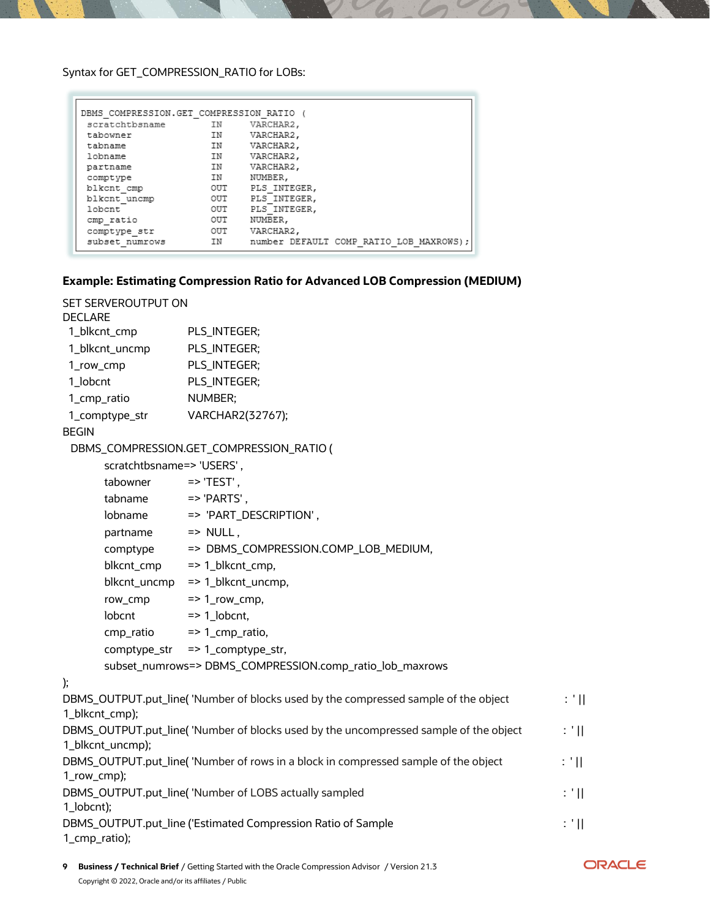Syntax for GET_COMPRESSION_RATIO for LOBs:

```
DBMS_COMPRESSION.GET_COMPRESSION_RATIO (
 scratchtbsname        IN     VARCHAR2,
 tabowner              IN     VARCHAR2,
 tabname               IN     VARCHAR2,
 lobname               IN     VARCHAR2,
 partname              IN     VARCHAR2,
 comptype              IN     NUMBER,
 blkcnt_cmp            OUT    PLS_INTEGER,
 blkcnt_uncmp          OUT    PLS_INTEGER,
 lobcnt                OUT    PLS_INTEGER,
 cmp_ratio             OUT    NUMBER,
 comptype_str          OUT    VARCHAR2,
 subset_numrows        IN     number DEFAULT COMP_RATIO_LOB_MAXROWS);
```

**Example: Estimating Compression Ratio for Advanced LOB Compression (MEDIUM)**

```
SET SERVEROUTPUT ON
DECLARE
 1_blkcnt_cmp          PLS_INTEGER;
 1_blkcnt_uncmp        PLS_INTEGER;
 1_row_cmp             PLS_INTEGER;
 1_lobcnt              PLS_INTEGER;
 1_cmp_ratio           NUMBER;
 1_comptype_str        VARCHAR2(32767);
BEGIN
  DBMS_COMPRESSION.GET_COMPRESSION_RATIO (
        scratchtbsname=> 'USERS' ,
        tabowner       => 'TEST' ,
        tabname        => 'PARTS' ,
        lobname        =>  'PART_DESCRIPTION' ,
        partname       =>  NULL ,
        comptype       =>  DBMS_COMPRESSION.COMP_LOB_MEDIUM,
        blkcnt_cmp     => 1_blkcnt_cmp,
        blkcnt_uncmp   => 1_blkcnt_uncmp,
        row_cmp        => 1_row_cmp,
        lobcnt         => 1_lobcnt,
        cmp_ratio      => 1_cmp_ratio,
        comptype_str   => 1_comptype_str,
        subset_numrows=> DBMS_COMPRESSION.comp_ratio_lob_maxrows
);
DBMS_OUTPUT.put_line( 'Number of blocks used by the compressed sample of the object       : ' ||
1_blkcnt_cmp);
DBMS_OUTPUT.put_line( 'Number of blocks used by the uncompressed sample of the object     : ' ||
1_blkcnt_uncmp);
DBMS_OUTPUT.put_line( 'Number of rows in a block in compressed sample of the object       : ' ||
1_row_cmp);
DBMS_OUTPUT.put_line( 'Number of LOBS actually sampled                                    : ' ||
1_lobcnt);
DBMS_OUTPUT.put_line ('Estimated Compression Ratio of Sample                              : ' ||
1_cmp_ratio);
```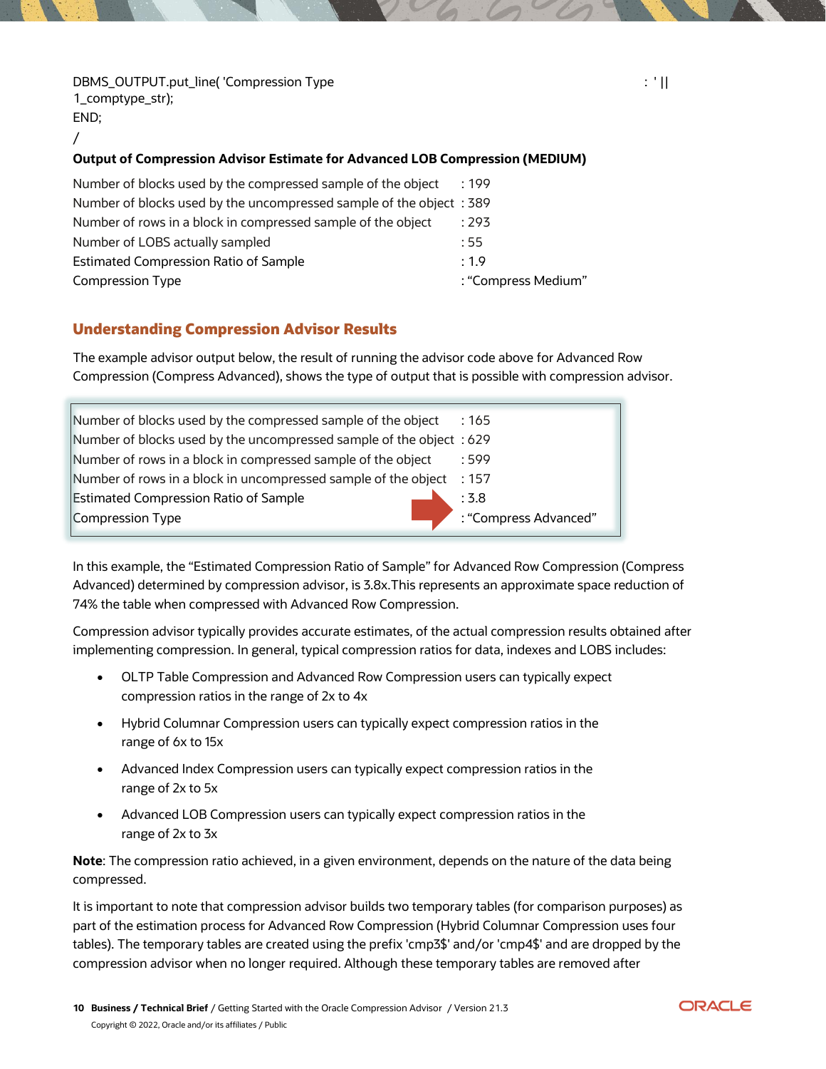```
DBMS_OUTPUT.put_line( 'Compression Type                                    : ' ||
1_comptype_str);
END;
/
```

**Output of Compression Advisor Estimate for Advanced LOB Compression (MEDIUM)**

| | |
|---|---|
| Number of blocks used by the compressed sample of the object | : 199 |
| Number of blocks used by the uncompressed sample of the object | : 389 |
| Number of rows in a block in compressed sample of the object | : 293 |
| Number of LOBS actually sampled | : 55 |
| Estimated Compression Ratio of Sample | : 1.9 |
| Compression Type | : "Compress Medium" |

## Understanding Compression Advisor Results

The example advisor output below, the result of running the advisor code above for Advanced Row Compression (Compress Advanced), shows the type of output that is possible with compression advisor.

| | |
|---|---|
| Number of blocks used by the compressed sample of the object | : 165 |
| Number of blocks used by the uncompressed sample of the object | : 629 |
| Number of rows in a block in compressed sample of the object | : 599 |
| Number of rows in a block in uncompressed sample of the object | : 157 |
| Estimated Compression Ratio of Sample | : 3.8 |
| Compression Type | : "Compress Advanced" |

In this example, the "Estimated Compression Ratio of Sample" for Advanced Row Compression (Compress Advanced) determined by compression advisor, is 3.8x.This represents an approximate space reduction of 74% the table when compressed with Advanced Row Compression.

Compression advisor typically provides accurate estimates, of the actual compression results obtained after implementing compression. In general, typical compression ratios for data, indexes and LOBS includes:

- OLTP Table Compression and Advanced Row Compression users can typically expect compression ratios in the range of 2x to 4x
- Hybrid Columnar Compression users can typically expect compression ratios in the range of 6x to 15x
- Advanced Index Compression users can typically expect compression ratios in the range of 2x to 5x
- Advanced LOB Compression users can typically expect compression ratios in the range of 2x to 3x

**Note**: The compression ratio achieved, in a given environment, depends on the nature of the data being compressed.

It is important to note that compression advisor builds two temporary tables (for comparison purposes) as part of the estimation process for Advanced Row Compression (Hybrid Columnar Compression uses four tables). The temporary tables are created using the prefix 'cmp3$' and/or 'cmp4$' and are dropped by the compression advisor when no longer required. Although these temporary tables are removed after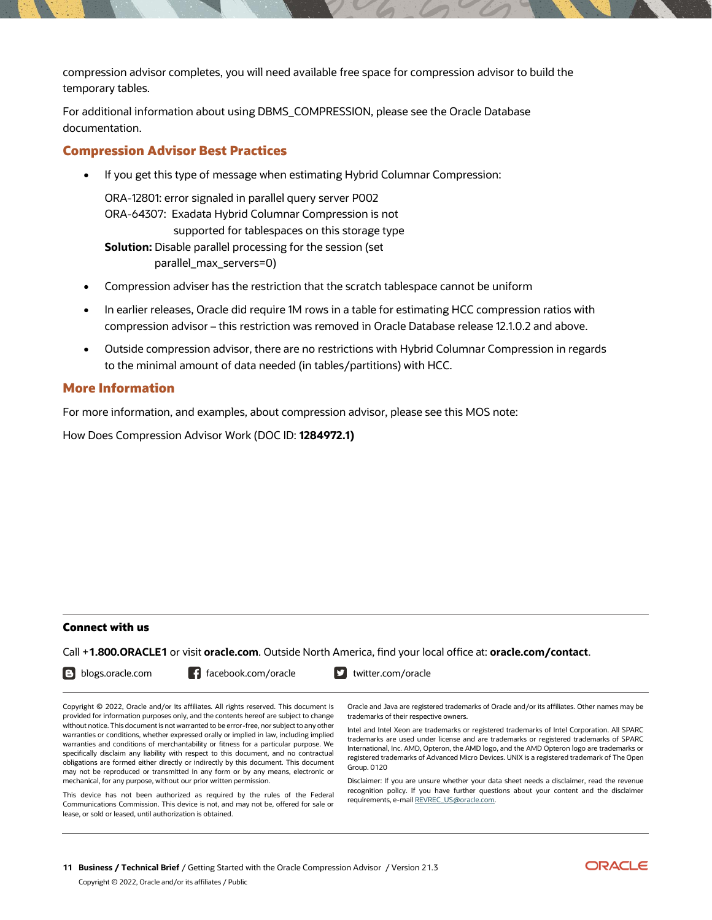compression advisor completes, you will need available free space for compression advisor to build the temporary tables.

For additional information about using DBMS_COMPRESSION, please see the Oracle Database documentation.

## Compression Advisor Best Practices

- If you get this type of message when estimating Hybrid Columnar Compression:

  ORA-12801: error signaled in parallel query server P002
  ORA-64307: Exadata Hybrid Columnar Compression is not supported for tablespaces on this storage type

  **Solution:** Disable parallel processing for the session (set parallel_max_servers=0)

- Compression adviser has the restriction that the scratch tablespace cannot be uniform
- In earlier releases, Oracle did require 1M rows in a table for estimating HCC compression ratios with compression advisor – this restriction was removed in Oracle Database release 12.1.0.2 and above.
- Outside compression advisor, there are no restrictions with Hybrid Columnar Compression in regards to the minimal amount of data needed (in tables/partitions) with HCC.

## More Information

For more information, and examples, about compression advisor, please see this MOS note:

How Does Compression Advisor Work (DOC ID: **1284972.1)**

### Connect with us

Call +**1.800.ORACLE1** or visit **oracle.com**. Outside North America, find your local office at: **oracle.com/contact**.

blogs.oracle.com    facebook.com/oracle    twitter.com/oracle

Copyright © 2022, Oracle and/or its affiliates. All rights reserved. This document is provided for information purposes only, and the contents hereof are subject to change without notice. This document is not warranted to be error-free, nor subject to any other warranties or conditions, whether expressed orally or implied in law, including implied warranties and conditions of merchantability or fitness for a particular purpose. We specifically disclaim any liability with respect to this document, and no contractual obligations are formed either directly or indirectly by this document. This document may not be reproduced or transmitted in any form or by any means, electronic or mechanical, for any purpose, without our prior written permission.

This device has not been authorized as required by the rules of the Federal Communications Commission. This device is not, and may not be, offered for sale or lease, or sold or leased, until authorization is obtained.

Oracle and Java are registered trademarks of Oracle and/or its affiliates. Other names may be trademarks of their respective owners.

Intel and Intel Xeon are trademarks or registered trademarks of Intel Corporation. All SPARC trademarks are used under license and are trademarks or registered trademarks of SPARC International, Inc. AMD, Opteron, the AMD logo, and the AMD Opteron logo are trademarks or registered trademarks of Advanced Micro Devices. UNIX is a registered trademark of The Open Group. 0120

Disclaimer: If you are unsure whether your data sheet needs a disclaimer, read the revenue recognition policy. If you have further questions about your content and the disclaimer requirements, e-mail REVREC_US@oracle.com.